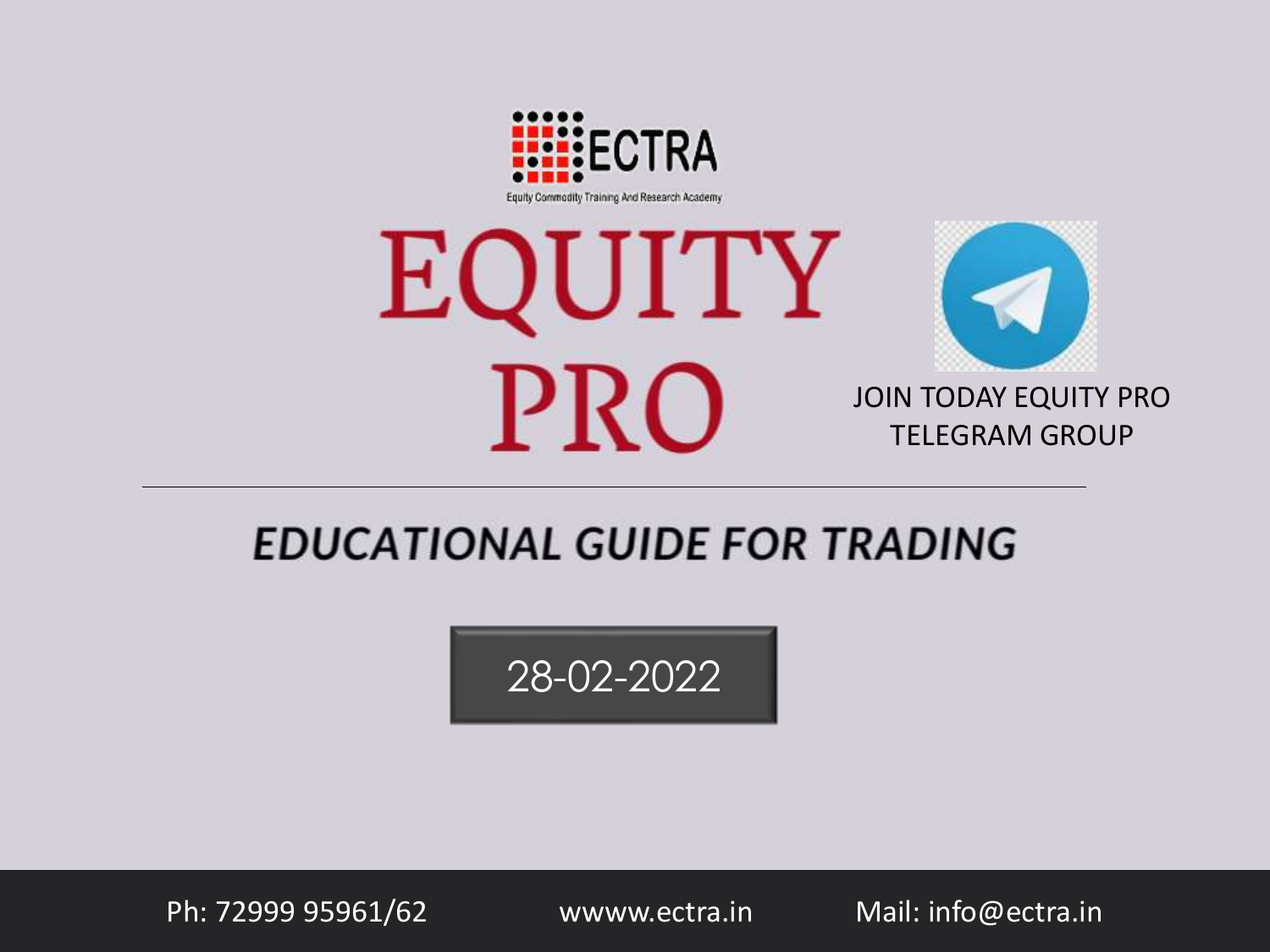ECTRA

Equity Commodity Training And Research Academy

# EQUITY PRO

JOIN TODAY EQUITY PRO TELEGRAM GROUP

## EDUCATIONAL GUIDE FOR TRADING

28-02-2022

Ph: 72999 95961/62 wwww.ectra.in Mail: info@ectra.in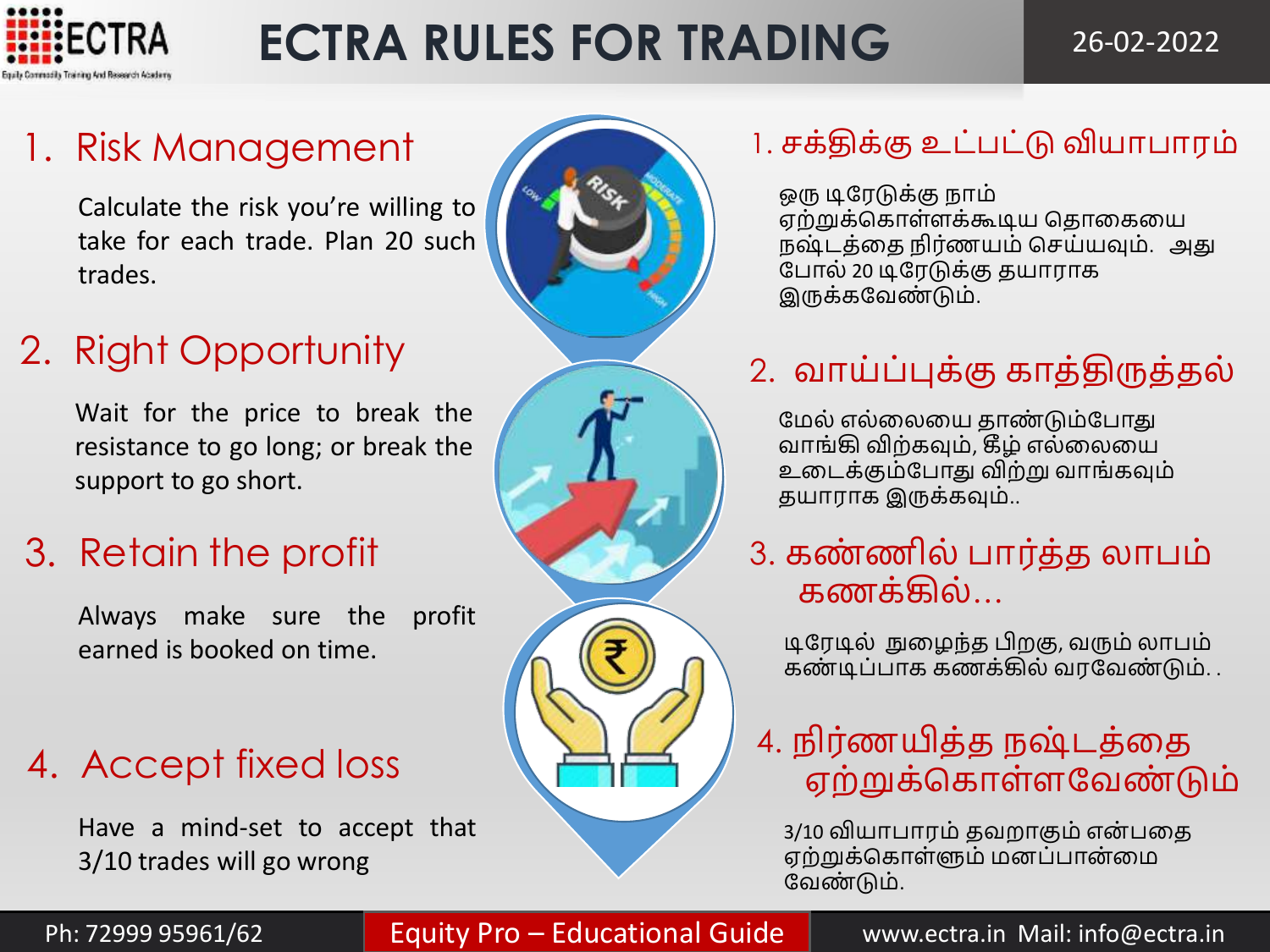# ECTRA RULES FOR TRADING

26-02-2022

## 1. Risk Management

Calculate the risk you're willing to take for each trade. Plan 20 such trades.

## 2. Right Opportunity

Wait for the price to break the resistance to go long; or break the support to go short.

## 3. Retain the profit

Always make sure the profit earned is booked on time.

## 4. Accept fixed loss

Have a mind-set to accept that 3/10 trades will go wrong

## 1. சக்திக்கு உட்பட்டு வியாபாரம்

ஒரு டிரேடுக்கு நாம் ஏற்றுக்கொள்ளக்கூடிய தொகையை நஷ்டத்தை நிர்ணயம் செய்யவும். அது போல் 20 டிரேடுக்கு தயாராக இருக்கவேண்டும்.

## 2. வாய்ப்புக்கு காத்திருத்தல்

மேல் எல்லையை தாண்டும்போது வாங்கி விற்கவும், கீழ் எல்லையை உடைக்கும்போது விற்று வாங்கவும் தயாராக இருக்கவும்..

## 3. கண்ணில் பார்த்த லாபம் கணக்கில்...

டிரேடில் நுழைந்த பிறகு, வரும் லாபம் கண்டிப்பாக கணக்கில் வரவேண்டும்..

## 4. நிர்ணயித்த நஷ்டத்தை ஏற்றுக்கொள்ளவேண்டும்

3/10 வியாபாரம் தவறாகும் என்பதை ஏற்றுக்கொள்ளும் மனப்பான்மை வேண்டும்.

Ph: 72999 95961/62 | Equity Pro – Educational Guide | www.ectra.in Mail: info@ectra.in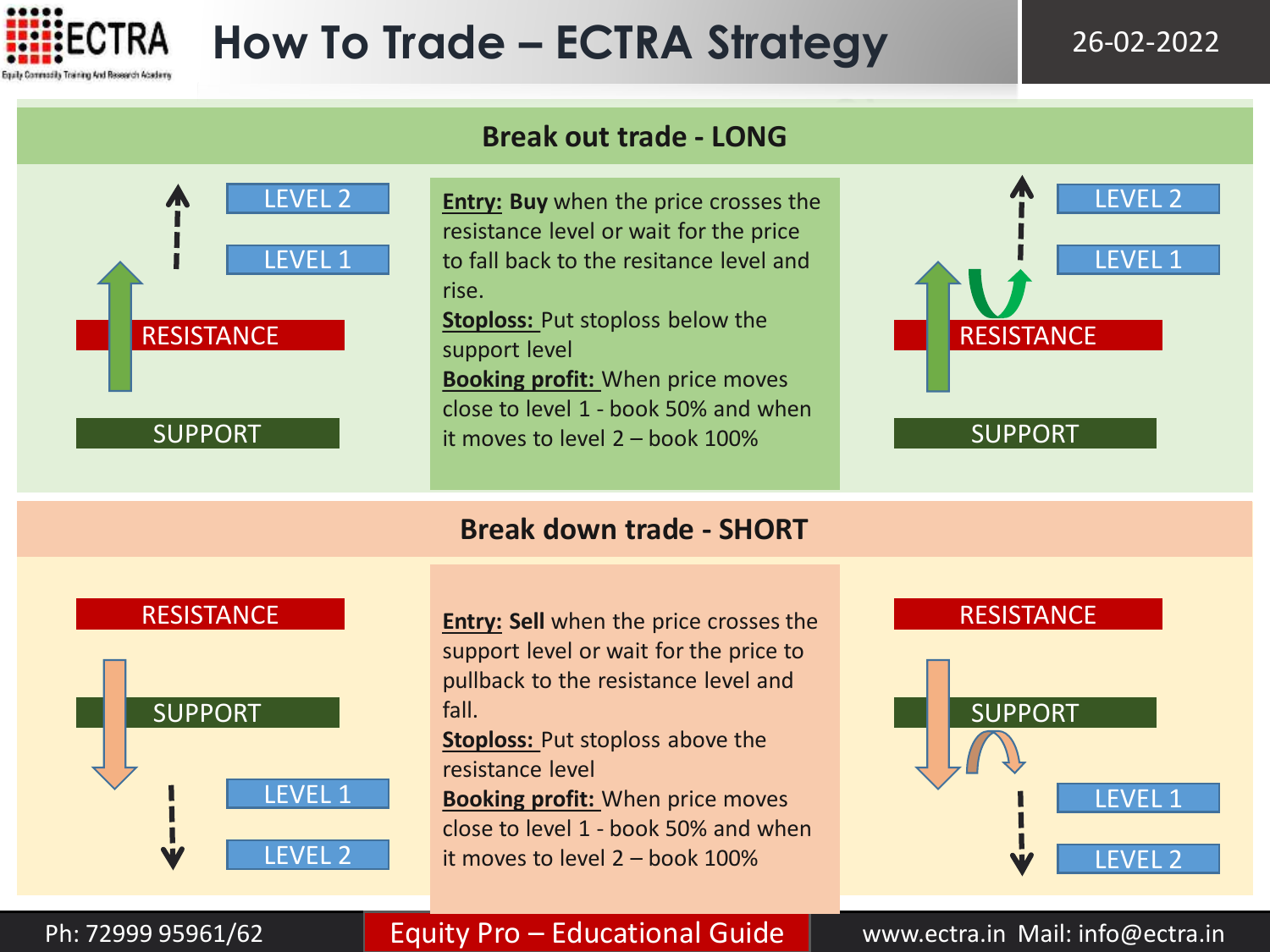# How To Trade – ECTRA Strategy

26-02-2022

## Break out trade - LONG

LEVEL 2

LEVEL 1

RESISTANCE

SUPPORT

**Entry:** **Buy** when the price crosses the resistance level or wait for the price to fall back to the resitance level and rise.

**Stoploss:** Put stoploss below the support level

**Booking profit:** When price moves close to level 1 - book 50% and when it moves to level 2 – book 100%

LEVEL 2

LEVEL 1

RESISTANCE

SUPPORT

## Break down trade - SHORT

RESISTANCE

SUPPORT

LEVEL 1

LEVEL 2

**Entry:** **Sell** when the price crosses the support level or wait for the price to pullback to the resistance level and fall.

**Stoploss:** Put stoploss above the resistance level

**Booking profit:** When price moves close to level 1 - book 50% and when it moves to level 2 – book 100%

RESISTANCE

SUPPORT

LEVEL 1

LEVEL 2

Ph: 72999 95961/62 | Equity Pro – Educational Guide | www.ectra.in Mail: info@ectra.in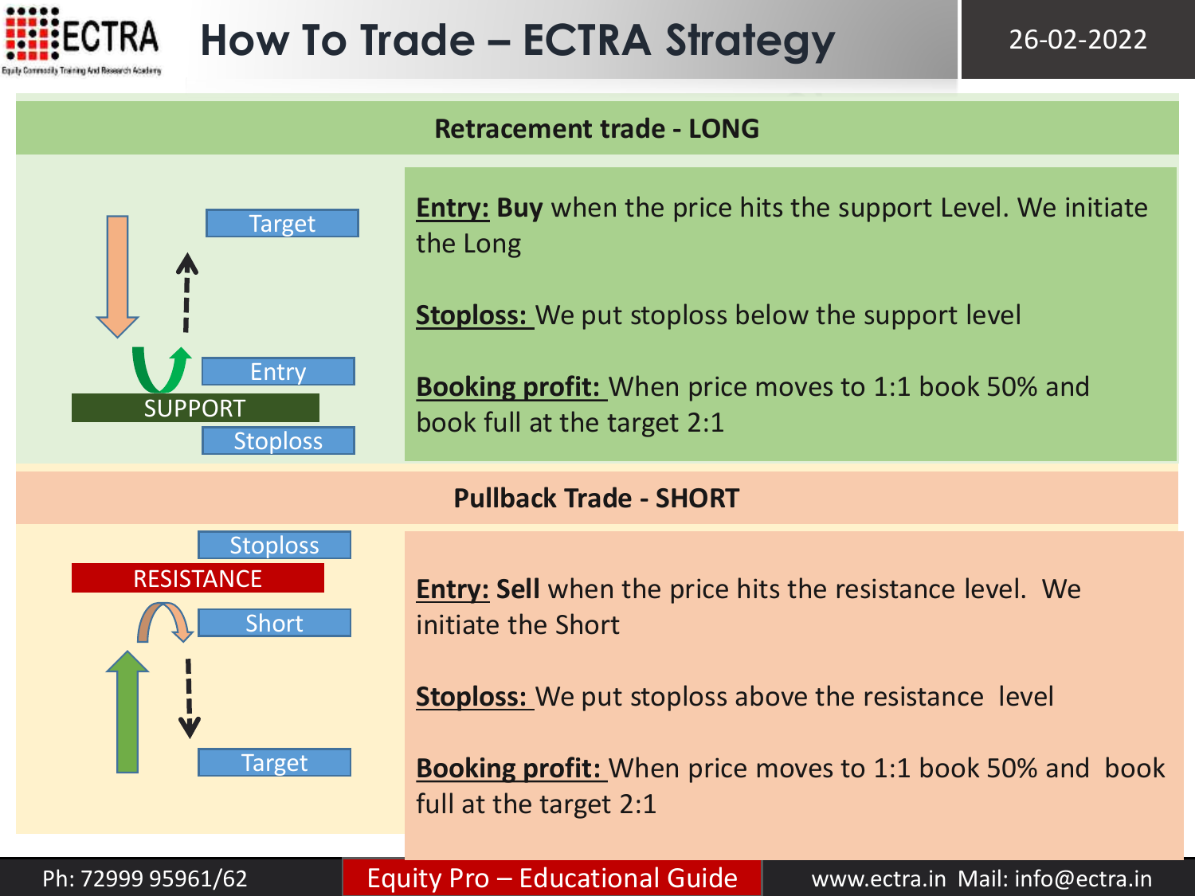# How To Trade – ECTRA Strategy

26-02-2022

## Retracement trade - LONG

Target

Entry

SUPPORT

Stoploss

**Entry: Buy** when the price hits the support Level. We initiate the Long

**Stoploss:** We put stoploss below the support level

**Booking profit:** When price moves to 1:1 book 50% and book full at the target 2:1

## Pullback Trade - SHORT

Stoploss

RESISTANCE

Short

Target

**Entry: Sell** when the price hits the resistance level. We initiate the Short

**Stoploss:** We put stoploss above the resistance level

**Booking profit:** When price moves to 1:1 book 50% and book full at the target 2:1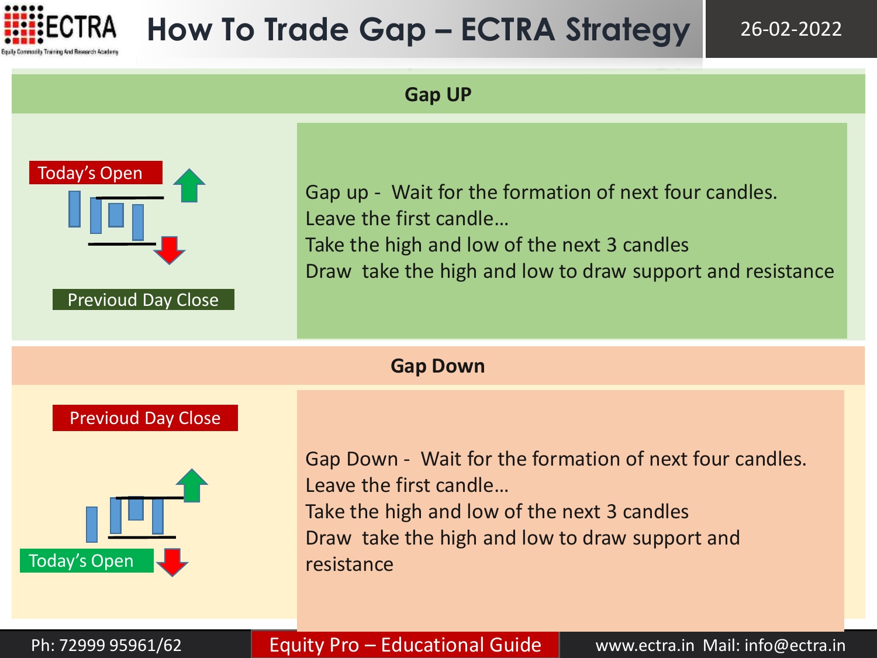# How To Trade Gap – ECTRA Strategy

26-02-2022

## Gap UP

Today's Open

Previoud Day Close

Gap up - Wait for the formation of next four candles.
Leave the first candle…
Take the high and low of the next 3 candles
Draw take the high and low to draw support and resistance

## Gap Down

Previoud Day Close

Today's Open

Gap Down - Wait for the formation of next four candles.
Leave the first candle…
Take the high and low of the next 3 candles
Draw take the high and low to draw support and resistance

Ph: 72999 95961/62 | Equity Pro – Educational Guide | www.ectra.in Mail: info@ectra.in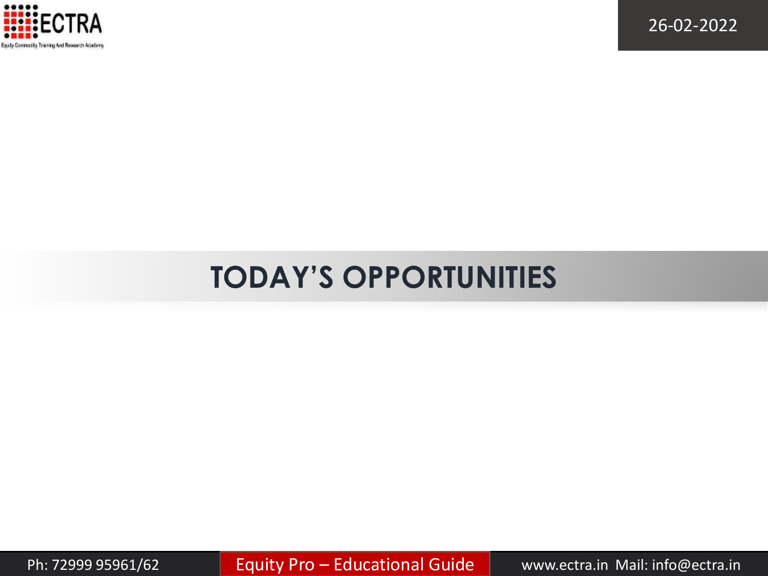# TODAY'S OPPORTUNITIES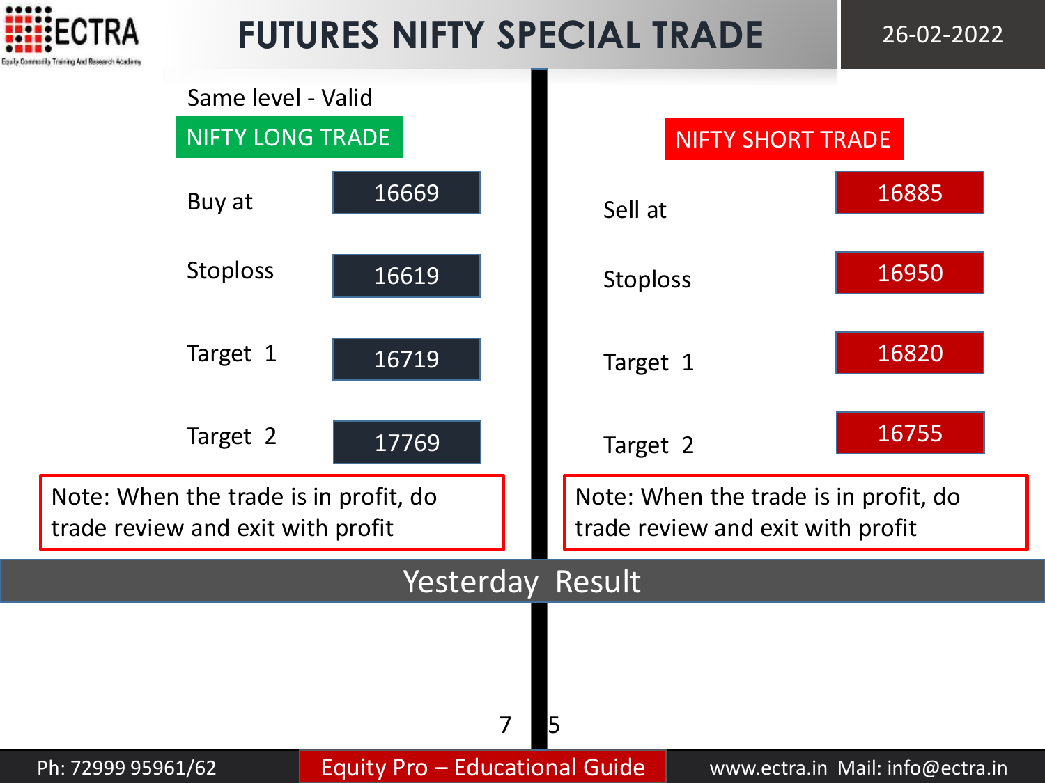# FUTURES NIFTY SPECIAL TRADE

26-02-2022

Same level - Valid

## NIFTY LONG TRADE

| | |
|---|---|
| Buy at | 16669 |
| Stoploss | 16619 |
| Target 1 | 16719 |
| Target 2 | 17769 |

Note: When the trade is in profit, do trade review and exit with profit

## NIFTY SHORT TRADE

| | |
|---|---|
| Sell at | 16885 |
| Stoploss | 16950 |
| Target 1 | 16820 |
| Target 2 | 16755 |

Note: When the trade is in profit, do trade review and exit with profit

## Yesterday Result

Ph: 72999 95961/62 | Equity Pro – Educational Guide | www.ectra.in Mail: info@ectra.in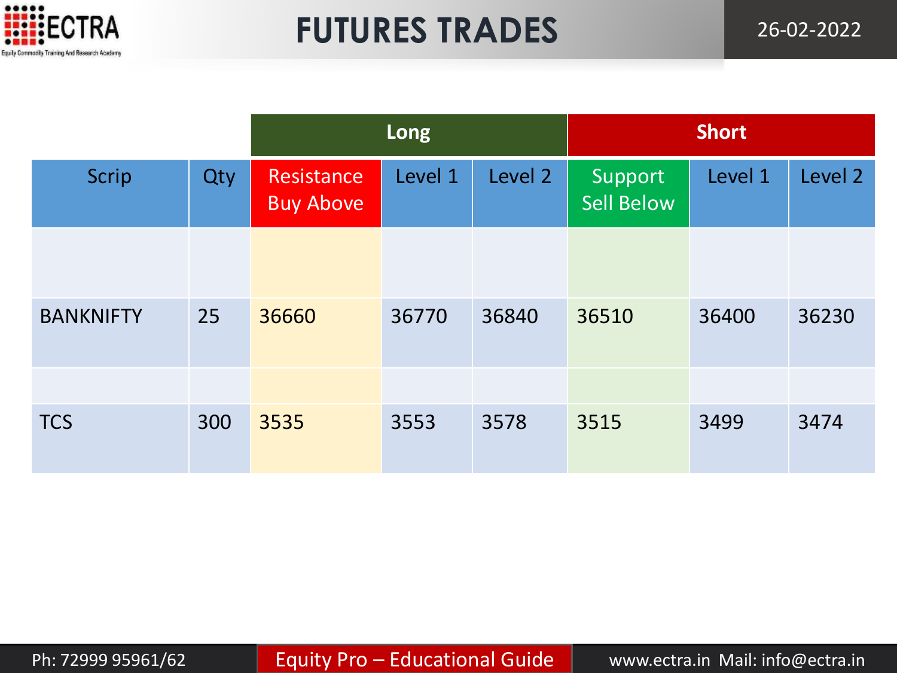# FUTURES TRADES

26-02-2022

| | | Long | | | Short | | |
|---|---|---|---|---|---|---|---|
| Scrip | Qty | Resistance Buy Above | Level 1 | Level 2 | Support Sell Below | Level 1 | Level 2 |
| | | | | | | | |
| BANKNIFTY | 25 | 36660 | 36770 | 36840 | 36510 | 36400 | 36230 |
| | | | | | | | |
| TCS | 300 | 3535 | 3553 | 3578 | 3515 | 3499 | 3474 |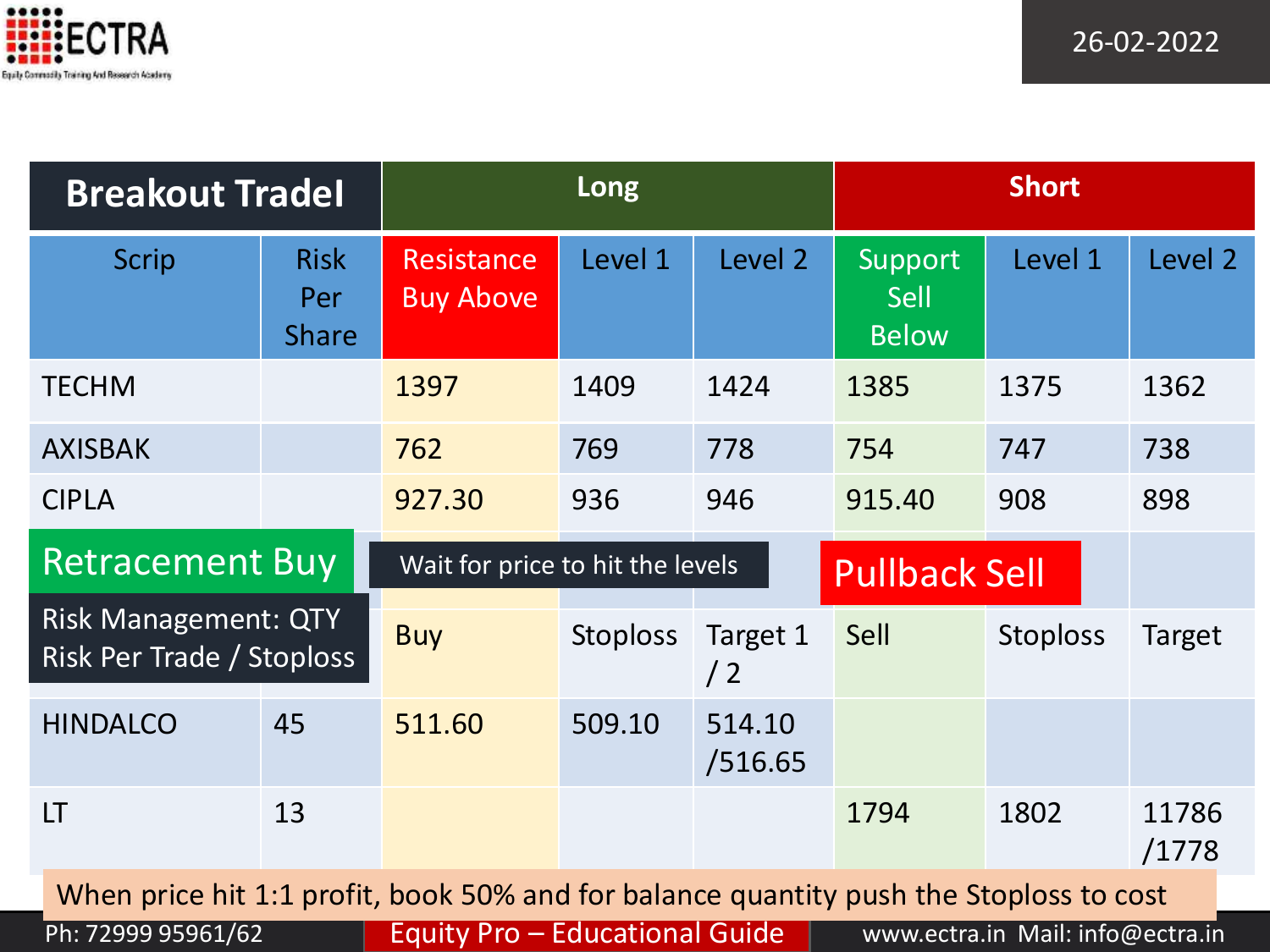26-02-2022

| Breakout TradeI | | Long | | | Short | | |
|---|---|---|---|---|---|---|---|
| Scrip | Risk Per Share | Resistance Buy Above | Level 1 | Level 2 | Support Sell Below | Level 1 | Level 2 |
| TECHM | | 1397 | 1409 | 1424 | 1385 | 1375 | 1362 |
| AXISBAK | | 762 | 769 | 778 | 754 | 747 | 738 |
| CIPLA | | 927.30 | 936 | 946 | 915.40 | 908 | 898 |

**Retracement Buy** — Wait for price to hit the levels — **Pullback Sell**

Risk Management: QTY Risk Per Trade / Stoploss

| Scrip | Risk Per Share | Buy | Stoploss | Target 1 / 2 | Sell | Stoploss | Target |
|---|---|---|---|---|---|---|---|
| HINDALCO | 45 | 511.60 | 509.10 | 514.10 /516.65 | | | |
| LT | 13 | | | | 1794 | 1802 | 11786 /1778 |

When price hit 1:1 profit, book 50% and for balance quantity push the Stoploss to cost

Ph: 72999 95961/62 | Equity Pro – Educational Guide | www.ectra.in Mail: info@ectra.in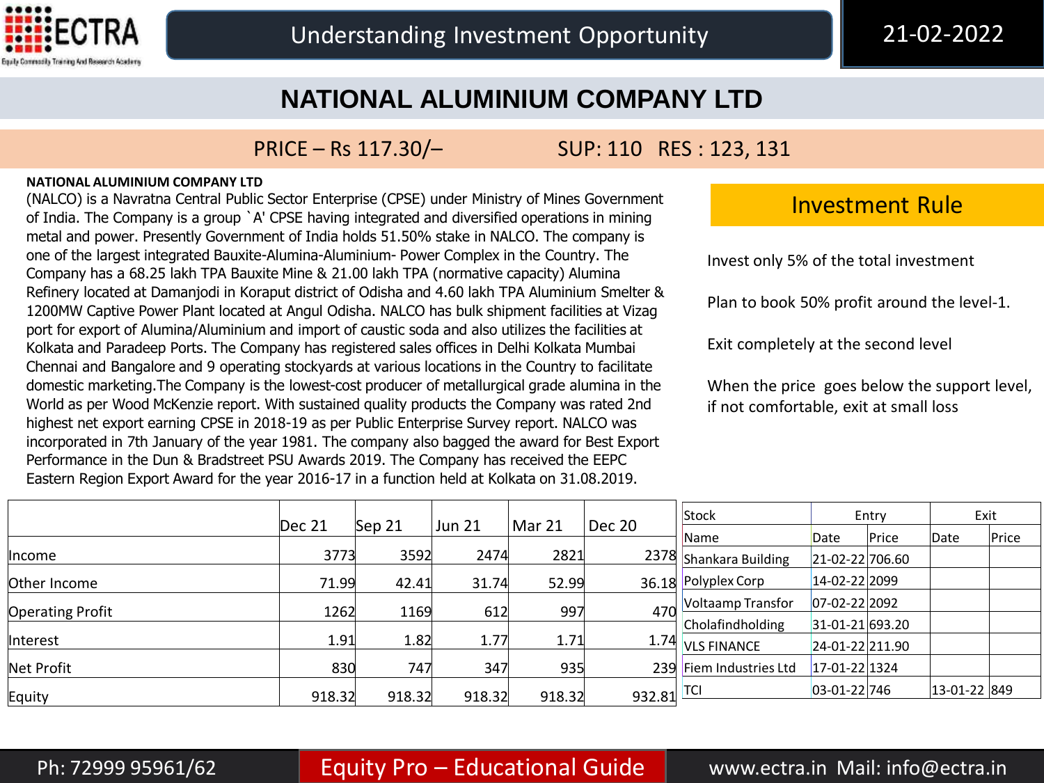## Understanding Investment Opportunity

21-02-2022

# NATIONAL ALUMINIUM COMPANY LTD

PRICE – Rs 117.30/– SUP: 110 RES : 123, 131

**NATIONAL ALUMINIUM COMPANY LTD**

(NALCO) is a Navratna Central Public Sector Enterprise (CPSE) under Ministry of Mines Government of India. The Company is a group `A' CPSE having integrated and diversified operations in mining metal and power. Presently Government of India holds 51.50% stake in NALCO. The company is one of the largest integrated Bauxite-Alumina-Aluminium- Power Complex in the Country. The Company has a 68.25 lakh TPA Bauxite Mine & 21.00 lakh TPA (normative capacity) Alumina Refinery located at Damanjodi in Koraput district of Odisha and 4.60 lakh TPA Aluminium Smelter & 1200MW Captive Power Plant located at Angul Odisha. NALCO has bulk shipment facilities at Vizag port for export of Alumina/Aluminium and import of caustic soda and also utilizes the facilities at Kolkata and Paradeep Ports. The Company has registered sales offices in Delhi Kolkata Mumbai Chennai and Bangalore and 9 operating stockyards at various locations in the Country to facilitate domestic marketing.The Company is the lowest-cost producer of metallurgical grade alumina in the World as per Wood McKenzie report. With sustained quality products the Company was rated 2nd highest net export earning CPSE in 2018-19 as per Public Enterprise Survey report. NALCO was incorporated in 7th January of the year 1981. The company also bagged the award for Best Export Performance in the Dun & Bradstreet PSU Awards 2019. The Company has received the EEPC Eastern Region Export Award for the year 2016-17 in a function held at Kolkata on 31.08.2019.

## Investment Rule

Invest only 5% of the total investment

Plan to book 50% profit around the level-1.

Exit completely at the second level

When the price goes below the support level, if not comfortable, exit at small loss

| | Dec 21 | Sep 21 | Jun 21 | Mar 21 | Dec 20 |
|---|---|---|---|---|---|
| Income | 3773 | 3592 | 2474 | 2821 | 2378 |
| Other Income | 71.99 | 42.41 | 31.74 | 52.99 | 36.18 |
| Operating Profit | 1262 | 1169 | 612 | 997 | 470 |
| Interest | 1.91 | 1.82 | 1.77 | 1.71 | 1.74 |
| Net Profit | 830 | 747 | 347 | 935 | 239 |
| Equity | 918.32 | 918.32 | 918.32 | 918.32 | 932.81 |

| Stock | Entry | | Exit | |
|---|---|---|---|---|
| Name | Date | Price | Date | Price |
| Shankara Building | 21-02-22 | 706.60 | | |
| Polyplex Corp | 14-02-22 | 2099 | | |
| Voltaamp Transfor | 07-02-22 | 2092 | | |
| Cholafindholding | 31-01-21 | 693.20 | | |
| VLS FINANCE | 24-01-22 | 211.90 | | |
| Fiem Industries Ltd | 17-01-22 | 1324 | | |
| TCI | 03-01-22 | 746 | 13-01-22 | 849 |

Ph: 72999 95961/62 Equity Pro – Educational Guide www.ectra.in Mail: info@ectra.in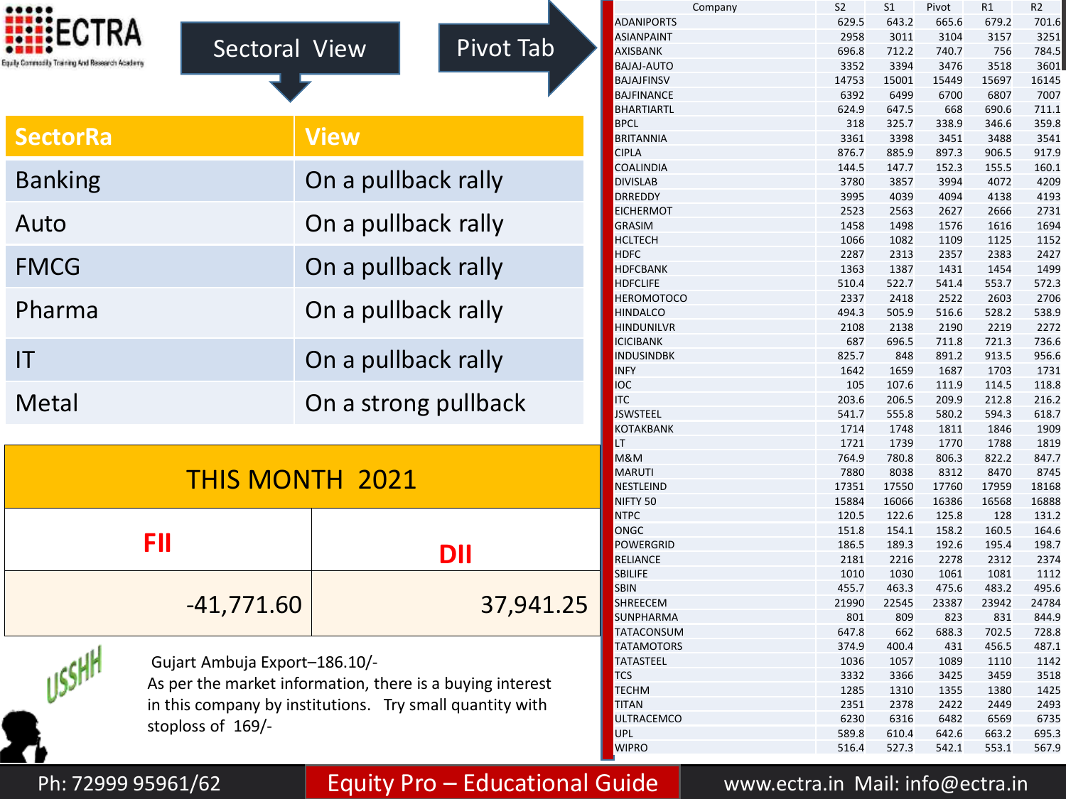## Sectoral View

| SectorRa | View |
|---|---|
| Banking | On a pullback rally |
| Auto | On a pullback rally |
| FMCG | On a pullback rally |
| Pharma | On a pullback rally |
| IT | On a pullback rally |
| Metal | On a strong pullback |

## Pivot Tab

| Company | S2 | S1 | Pivot | R1 | R2 |
|---|---|---|---|---|---|
| ADANIPORTS | 629.5 | 643.2 | 665.6 | 679.2 | 701.6 |
| ASIANPAINT | 2958 | 3011 | 3104 | 3157 | 3251 |
| AXISBANK | 696.8 | 712.2 | 740.7 | 756 | 784.5 |
| BAJAJ-AUTO | 3352 | 3394 | 3476 | 3518 | 3601 |
| BAJAJFINSV | 14753 | 15001 | 15449 | 15697 | 16145 |
| BAJFINANCE | 6392 | 6499 | 6700 | 6807 | 7007 |
| BHARTIARTL | 624.9 | 647.5 | 668 | 690.6 | 711.1 |
| BPCL | 318 | 325.7 | 338.9 | 346.6 | 359.8 |
| BRITANNIA | 3361 | 3398 | 3451 | 3488 | 3541 |
| CIPLA | 876.7 | 885.9 | 897.3 | 906.5 | 917.9 |
| COALINDIA | 144.5 | 147.7 | 152.3 | 155.5 | 160.1 |
| DIVISLAB | 3780 | 3857 | 3994 | 4072 | 4209 |
| DRREDDY | 3995 | 4039 | 4094 | 4138 | 4193 |
| EICHERMOT | 2523 | 2563 | 2627 | 2666 | 2731 |
| GRASIM | 1458 | 1498 | 1576 | 1616 | 1694 |
| HCLTECH | 1066 | 1082 | 1109 | 1125 | 1152 |
| HDFC | 2287 | 2313 | 2357 | 2383 | 2427 |
| HDFCBANK | 1363 | 1387 | 1431 | 1454 | 1499 |
| HDFCLIFE | 510.4 | 522.7 | 541.4 | 553.7 | 572.3 |
| HEROMOTOCO | 2337 | 2418 | 2522 | 2603 | 2706 |
| HINDALCO | 494.3 | 505.9 | 516.6 | 528.2 | 538.9 |
| HINDUNILVR | 2108 | 2138 | 2190 | 2219 | 2272 |
| ICICIBANK | 687 | 696.5 | 711.8 | 721.3 | 736.6 |
| INDUSINDBK | 825.7 | 848 | 891.2 | 913.5 | 956.6 |
| INFY | 1642 | 1659 | 1687 | 1703 | 1731 |
| IOC | 105 | 107.6 | 111.9 | 114.5 | 118.8 |
| ITC | 203.6 | 206.5 | 209.9 | 212.8 | 216.2 |
| JSWSTEEL | 541.7 | 555.8 | 580.2 | 594.3 | 618.7 |
| KOTAKBANK | 1714 | 1748 | 1811 | 1846 | 1909 |
| LT | 1721 | 1739 | 1770 | 1788 | 1819 |
| M&M | 764.9 | 780.8 | 806.3 | 822.2 | 847.7 |
| MARUTI | 7880 | 8038 | 8312 | 8470 | 8745 |
| NESTLEIND | 17351 | 17550 | 17760 | 17959 | 18168 |
| NIFTY 50 | 15884 | 16066 | 16386 | 16568 | 16888 |
| NTPC | 120.5 | 122.6 | 125.8 | 128 | 131.2 |
| ONGC | 151.8 | 154.1 | 158.2 | 160.5 | 164.6 |
| POWERGRID | 186.5 | 189.3 | 192.6 | 195.4 | 198.7 |
| RELIANCE | 2181 | 2216 | 2278 | 2312 | 2374 |
| SBILIFE | 1010 | 1030 | 1061 | 1081 | 1112 |
| SBIN | 455.7 | 463.3 | 475.6 | 483.2 | 495.6 |
| SHREECEM | 21990 | 22545 | 23387 | 23942 | 24784 |
| SUNPHARMA | 801 | 809 | 823 | 831 | 844.9 |
| TATACONSUM | 647.8 | 662 | 688.3 | 702.5 | 728.8 |
| TATAMOTORS | 374.9 | 400.4 | 431 | 456.5 | 487.1 |
| TATASTEEL | 1036 | 1057 | 1089 | 1110 | 1142 |
| TCS | 3332 | 3366 | 3425 | 3459 | 3518 |
| TECHM | 1285 | 1310 | 1355 | 1380 | 1425 |
| TITAN | 2351 | 2378 | 2422 | 2449 | 2493 |
| ULTRACEMCO | 6230 | 6316 | 6482 | 6569 | 6735 |
| UPL | 589.8 | 610.4 | 642.6 | 663.2 | 695.3 |
| WIPRO | 516.4 | 527.3 | 542.1 | 553.1 | 567.9 |

## THIS MONTH 2021

| FII | DII |
|---|---|
| -41,771.60 | 37,941.25 |

USSHH

Gujart Ambuja Export–186.10/-
As per the market information, there is a buying interest in this company by institutions. Try small quantity with stoploss of 169/-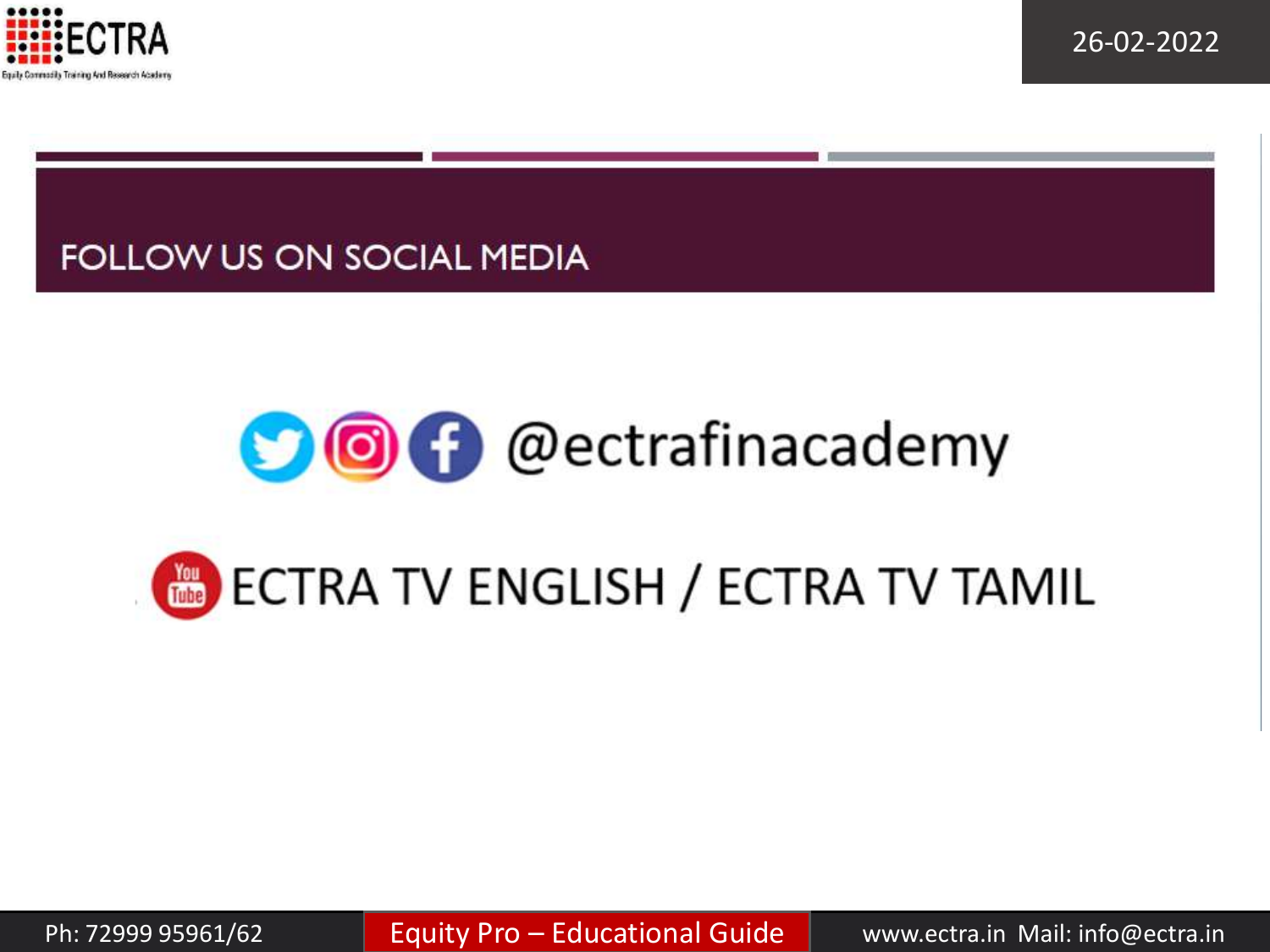# FOLLOW US ON SOCIAL MEDIA

@ectrafinacademy

ECTRA TV ENGLISH / ECTRA TV TAMIL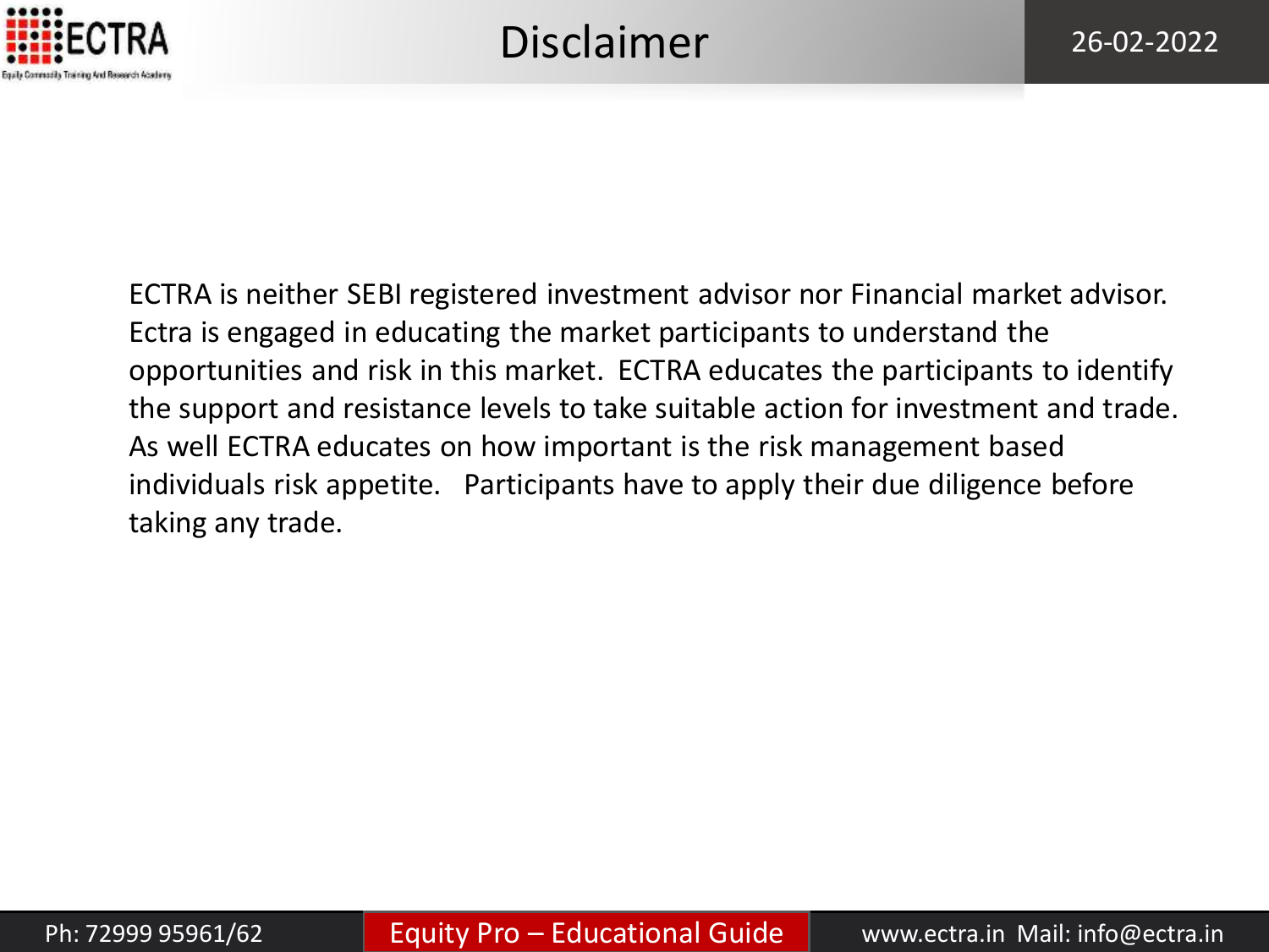# Disclaimer

ECTRA is neither SEBI registered investment advisor nor Financial market advisor. Ectra is engaged in educating the market participants to understand the opportunities and risk in this market. ECTRA educates the participants to identify the support and resistance levels to take suitable action for investment and trade. As well ECTRA educates on how important is the risk management based individuals risk appetite. Participants have to apply their due diligence before taking any trade.